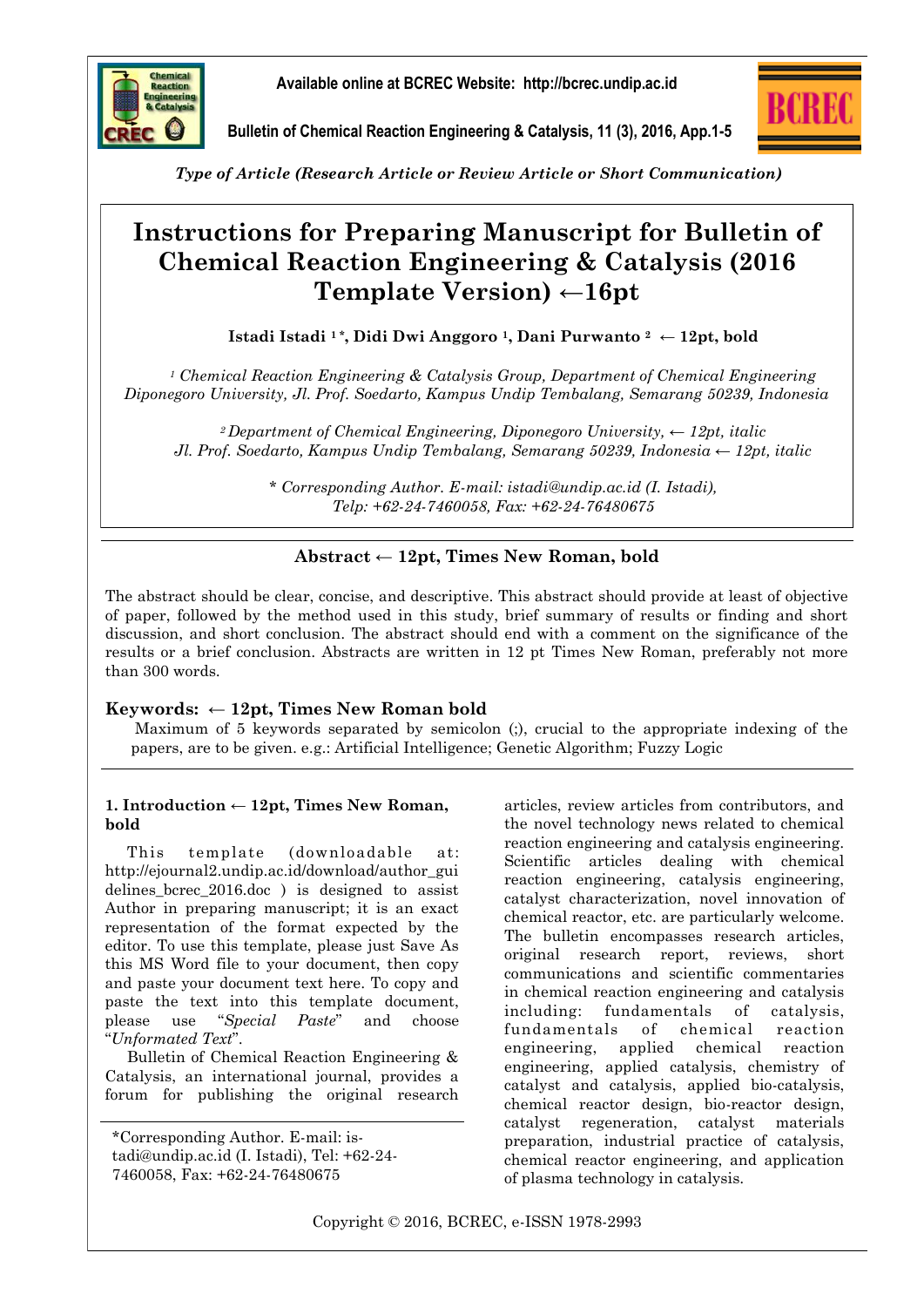*Type of Article (Research Article or Review Article or Short Communication)*

# Instructions for Preparing Manuscript for Bulletin of Chemical Reaction Engineering & Catalysis (2016 Template Version) ←16pt

**Istadi Istadi [1]*, Didi Dwi Anggoro [1], Dani Purwanto [2] ← 12pt, bold**

*[1] Chemical Reaction Engineering & Catalysis Group, Department of Chemical Engineering Diponegoro University, Jl. Prof. Soedarto, Kampus Undip Tembalang, Semarang 50239, Indonesia*

*[2] Department of Chemical Engineering, Diponegoro University, ← 12pt, italic Jl. Prof. Soedarto, Kampus Undip Tembalang, Semarang 50239, Indonesia ← 12pt, italic*

*\* Corresponding Author. E-mail: istadi@undip.ac.id (I. Istadi), Telp: +62-24-7460058, Fax: +62-24-76480675*

## Abstract ← 12pt, Times New Roman, bold

The abstract should be clear, concise, and descriptive. This abstract should provide at least of objective of paper, followed by the method used in this study, brief summary of results or finding and short discussion, and short conclusion. The abstract should end with a comment on the significance of the results or a brief conclusion. Abstracts are written in 12 pt Times New Roman, preferably not more than 300 words.

**Keywords: ← 12pt, Times New Roman bold**

Maximum of 5 keywords separated by semicolon (;), crucial to the appropriate indexing of the papers, are to be given. e.g.: Artificial Intelligence; Genetic Algorithm; Fuzzy Logic

## 1. Introduction ← 12pt, Times New Roman, bold

This template (downloadable at: http://ejournal2.undip.ac.id/download/author_guidelines_bcrec_2016.doc ) is designed to assist Author in preparing manuscript; it is an exact representation of the format expected by the editor. To use this template, please just Save As this MS Word file to your document, then copy and paste your document text here. To copy and paste the text into this template document, please use "*Special Paste*" and choose "*Unformated Text*".

Bulletin of Chemical Reaction Engineering & Catalysis, an international journal, provides a forum for publishing the original research articles, review articles from contributors, and the novel technology news related to chemical reaction engineering and catalysis engineering. Scientific articles dealing with chemical reaction engineering, catalysis engineering, catalyst characterization, novel innovation of chemical reactor, etc. are particularly welcome. The bulletin encompasses research articles, original research report, reviews, short communications and scientific commentaries in chemical reaction engineering and catalysis including: fundamentals of catalysis, fundamentals of chemical reaction engineering, applied chemical reaction engineering, applied catalysis, chemistry of catalyst and catalysis, applied bio-catalysis, chemical reactor design, bio-reactor design, catalyst regeneration, catalyst materials preparation, industrial practice of catalysis, chemical reactor engineering, and application of plasma technology in catalysis.

*Corresponding Author. E-mail: istadi@undip.ac.id (I. Istadi), Tel: +62-24-7460058, Fax: +62-24-76480675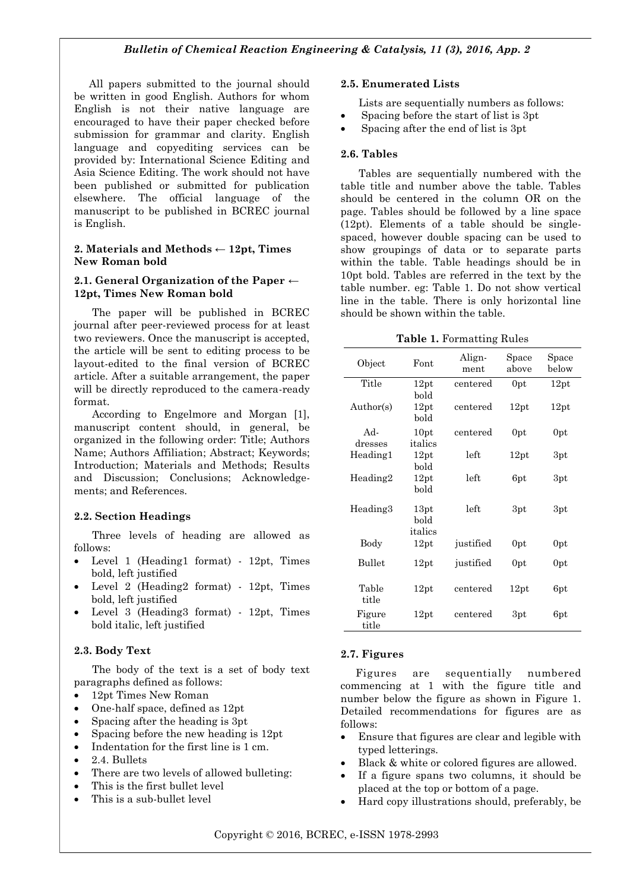All papers submitted to the journal should be written in good English. Authors for whom English is not their native language are encouraged to have their paper checked before submission for grammar and clarity. English language and copyediting services can be provided by: International Science Editing and Asia Science Editing. The work should not have been published or submitted for publication elsewhere. The official language of the manuscript to be published in BCREC journal is English.

## 2. Materials and Methods ← 12pt, Times New Roman bold

### 2.1. General Organization of the Paper ← 12pt, Times New Roman bold

The paper will be published in BCREC journal after peer-reviewed process for at least two reviewers. Once the manuscript is accepted, the article will be sent to editing process to be layout-edited to the final version of BCREC article. After a suitable arrangement, the paper will be directly reproduced to the camera-ready format.

According to Engelmore and Morgan [1], manuscript content should, in general, be organized in the following order: Title; Authors Name; Authors Affiliation; Abstract; Keywords; Introduction; Materials and Methods; Results and Discussion; Conclusions; Acknowledgements; and References.

### 2.2. Section Headings

Three levels of heading are allowed as follows:

- Level 1 (Heading1 format) - 12pt, Times bold, left justified
- Level 2 (Heading2 format) - 12pt, Times bold, left justified
- Level 3 (Heading3 format) - 12pt, Times bold italic, left justified

### 2.3. Body Text

The body of the text is a set of body text paragraphs defined as follows:

- 12pt Times New Roman
- One-half space, defined as 12pt
- Spacing after the heading is 3pt
- Spacing before the new heading is 12pt
- Indentation for the first line is 1 cm.
- 2.4. Bullets
- There are two levels of allowed bulleting:
- This is the first bullet level
- This is a sub-bullet level

### 2.5. Enumerated Lists

Lists are sequentially numbers as follows:

- Spacing before the start of list is 3pt
- Spacing after the end of list is 3pt

### 2.6. Tables

Tables are sequentially numbered with the table title and number above the table. Tables should be centered in the column OR on the page. Tables should be followed by a line space (12pt). Elements of a table should be single-spaced, however double spacing can be used to show groupings of data or to separate parts within the table. Table headings should be in 10pt bold. Tables are referred in the text by the table number. eg: Table 1. Do not show vertical line in the table. There is only horizontal line should be shown within the table.

**Table 1.** Formatting Rules

| Object | Font | Alignment | Space above | Space below |
|---|---|---|---|---|
| Title | 12pt bold | centered | 0pt | 12pt |
| Author(s) | 12pt bold | centered | 12pt | 12pt |
| Addresses | 10pt italics | centered | 0pt | 0pt |
| Heading1 | 12pt bold | left | 12pt | 3pt |
| Heading2 | 12pt bold | left | 6pt | 3pt |
| Heading3 | 13pt bold italics | left | 3pt | 3pt |
| Body | 12pt | justified | 0pt | 0pt |
| Bullet | 12pt | justified | 0pt | 0pt |
| Table title | 12pt | centered | 12pt | 6pt |
| Figure title | 12pt | centered | 3pt | 6pt |

### 2.7. Figures

Figures are sequentially numbered commencing at 1 with the figure title and number below the figure as shown in Figure 1. Detailed recommendations for figures are as follows:

- Ensure that figures are clear and legible with typed letterings.
- Black & white or colored figures are allowed.
- If a figure spans two columns, it should be placed at the top or bottom of a page.
- Hard copy illustrations should, preferably, be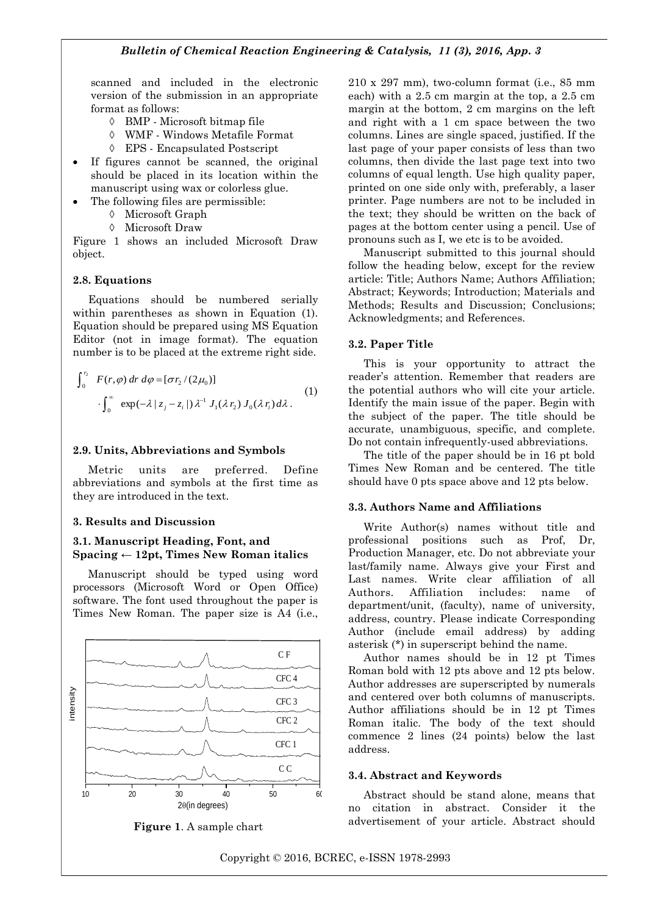scanned and included in the electronic version of the submission in an appropriate format as follows:

- ◊ BMP - Microsoft bitmap file
- ◊ WMF - Windows Metafile Format
- ◊ EPS - Encapsulated Postscript

- If figures cannot be scanned, the original should be placed in its location within the manuscript using wax or colorless glue.
- The following files are permissible:
  - ◊ Microsoft Graph
  - ◊ Microsoft Draw

Figure 1 shows an included Microsoft Draw object.

### 2.8. Equations

Equations should be numbered serially within parentheses as shown in Equation (1). Equation should be prepared using MS Equation Editor (not in image format). The equation number is to be placed at the extreme right side.

$$\int_0^{r_2} F(r,\varphi)\, dr\, d\varphi = [\sigma r_2 / (2\mu_0)] \cdot \int_0^{\infty} \exp(-\lambda\, | z_j - z_i |)\, \lambda^{-1}\, J_1(\lambda\, r_2)\, J_0(\lambda\, r_i)\, d\lambda \,. \quad (1)$$

### 2.9. Units, Abbreviations and Symbols

Metric units are preferred. Define abbreviations and symbols at the first time as they are introduced in the text.

## 3. Results and Discussion

### 3.1. Manuscript Heading, Font, and Spacing ← 12pt, Times New Roman italics

Manuscript should be typed using word processors (Microsoft Word or Open Office) software. The font used throughout the paper is Times New Roman. The paper size is A4 (i.e., 210 x 297 mm), two-column format (i.e., 85 mm each) with a 2.5 cm margin at the top, a 2.5 cm margin at the bottom, 2 cm margins on the left and right with a 1 cm space between the two columns. Lines are single spaced, justified. If the last page of your paper consists of less than two columns, then divide the last page text into two columns of equal length. Use high quality paper, printed on one side only with, preferably, a laser printer. Page numbers are not to be included in the text; they should be written on the back of pages at the bottom center using a pencil. Use of pronouns such as I, we etc is to be avoided.

Manuscript submitted to this journal should follow the heading below, except for the review article: Title; Authors Name; Authors Affiliation; Abstract; Keywords; Introduction; Materials and Methods; Results and Discussion; Conclusions; Acknowledgments; and References.

**Figure 1**. A sample chart

### 3.2. Paper Title

This is your opportunity to attract the reader's attention. Remember that readers are the potential authors who will cite your article. Identify the main issue of the paper. Begin with the subject of the paper. The title should be accurate, unambiguous, specific, and complete. Do not contain infrequently-used abbreviations.

The title of the paper should be in 16 pt bold Times New Roman and be centered. The title should have 0 pts space above and 12 pts below.

### 3.3. Authors Name and Affiliations

Write Author(s) names without title and professional positions such as Prof, Dr, Production Manager, etc. Do not abbreviate your last/family name. Always give your First and Last names. Write clear affiliation of all Authors. Affiliation includes: name of department/unit, (faculty), name of university, address, country. Please indicate Corresponding Author (include email address) by adding asterisk (*) in superscript behind the name.

Author names should be in 12 pt Times Roman bold with 12 pts above and 12 pts below. Author addresses are superscripted by numerals and centered over both columns of manuscripts. Author affiliations should be in 12 pt Times Roman italic. The body of the text should commence 2 lines (24 points) below the last address.

### 3.4. Abstract and Keywords

Abstract should be stand alone, means that no citation in abstract. Consider it the advertisement of your article. Abstract should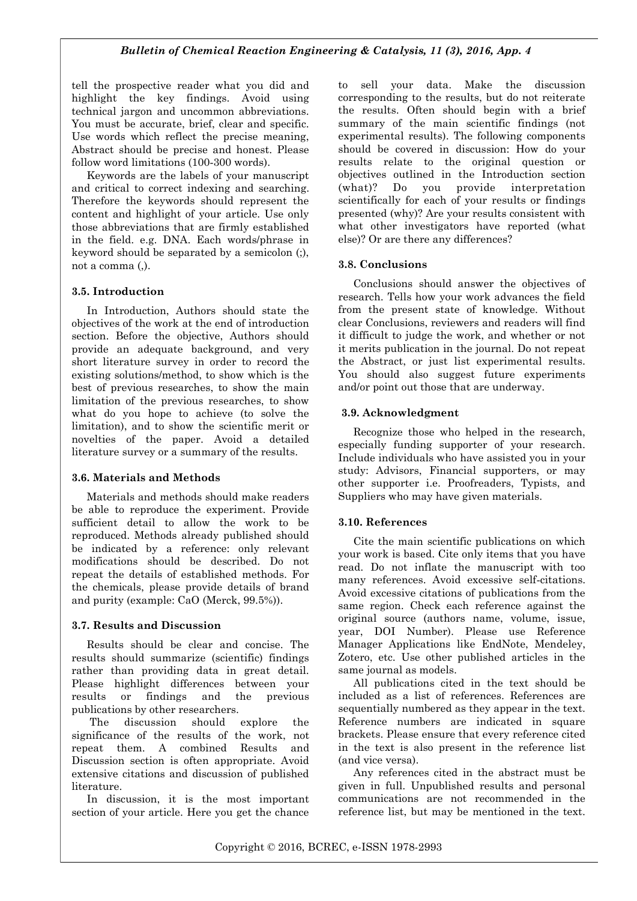tell the prospective reader what you did and highlight the key findings. Avoid using technical jargon and uncommon abbreviations. You must be accurate, brief, clear and specific. Use words which reflect the precise meaning, Abstract should be precise and honest. Please follow word limitations (100-300 words).

Keywords are the labels of your manuscript and critical to correct indexing and searching. Therefore the keywords should represent the content and highlight of your article. Use only those abbreviations that are firmly established in the field. e.g. DNA. Each words/phrase in keyword should be separated by a semicolon (;), not a comma (,).

### 3.5. Introduction

In Introduction, Authors should state the objectives of the work at the end of introduction section. Before the objective, Authors should provide an adequate background, and very short literature survey in order to record the existing solutions/method, to show which is the best of previous researches, to show the main limitation of the previous researches, to show what do you hope to achieve (to solve the limitation), and to show the scientific merit or novelties of the paper. Avoid a detailed literature survey or a summary of the results.

### 3.6. Materials and Methods

Materials and methods should make readers be able to reproduce the experiment. Provide sufficient detail to allow the work to be reproduced. Methods already published should be indicated by a reference: only relevant modifications should be described. Do not repeat the details of established methods. For the chemicals, please provide details of brand and purity (example: CaO (Merck, 99.5%)).

### 3.7. Results and Discussion

Results should be clear and concise. The results should summarize (scientific) findings rather than providing data in great detail. Please highlight differences between your results or findings and the previous publications by other researchers.

The discussion should explore the significance of the results of the work, not repeat them. A combined Results and Discussion section is often appropriate. Avoid extensive citations and discussion of published literature.

In discussion, it is the most important section of your article. Here you get the chance to sell your data. Make the discussion corresponding to the results, but do not reiterate the results. Often should begin with a brief summary of the main scientific findings (not experimental results). The following components should be covered in discussion: How do your results relate to the original question or objectives outlined in the Introduction section (what)? Do you provide interpretation scientifically for each of your results or findings presented (why)? Are your results consistent with what other investigators have reported (what else)? Or are there any differences?

### 3.8. Conclusions

Conclusions should answer the objectives of research. Tells how your work advances the field from the present state of knowledge. Without clear Conclusions, reviewers and readers will find it difficult to judge the work, and whether or not it merits publication in the journal. Do not repeat the Abstract, or just list experimental results. You should also suggest future experiments and/or point out those that are underway.

### 3.9. Acknowledgment

Recognize those who helped in the research, especially funding supporter of your research. Include individuals who have assisted you in your study: Advisors, Financial supporters, or may other supporter i.e. Proofreaders, Typists, and Suppliers who may have given materials.

### 3.10. References

Cite the main scientific publications on which your work is based. Cite only items that you have read. Do not inflate the manuscript with too many references. Avoid excessive self-citations. Avoid excessive citations of publications from the same region. Check each reference against the original source (authors name, volume, issue, year, DOI Number). Please use Reference Manager Applications like EndNote, Mendeley, Zotero, etc. Use other published articles in the same journal as models.

All publications cited in the text should be included as a list of references. References are sequentially numbered as they appear in the text. Reference numbers are indicated in square brackets. Please ensure that every reference cited in the text is also present in the reference list (and vice versa).

Any references cited in the abstract must be given in full. Unpublished results and personal communications are not recommended in the reference list, but may be mentioned in the text.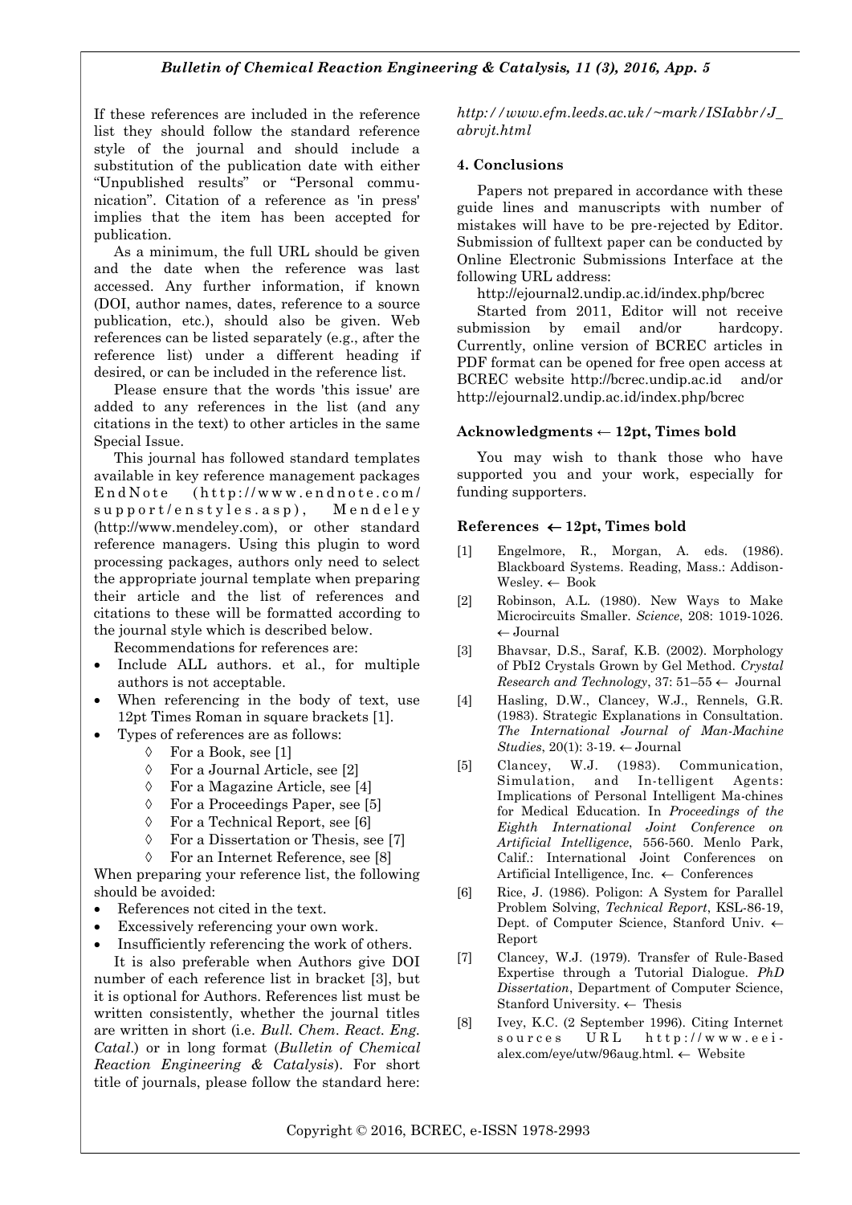If these references are included in the reference list they should follow the standard reference style of the journal and should include a substitution of the publication date with either "Unpublished results" or "Personal communication". Citation of a reference as 'in press' implies that the item has been accepted for publication.

As a minimum, the full URL should be given and the date when the reference was last accessed. Any further information, if known (DOI, author names, dates, reference to a source publication, etc.), should also be given. Web references can be listed separately (e.g., after the reference list) under a different heading if desired, or can be included in the reference list.

Please ensure that the words 'this issue' are added to any references in the list (and any citations in the text) to other articles in the same Special Issue.

This journal has followed standard templates available in key reference management packages EndNote (http://www.endnote.com/support/enstyles.asp), Mendeley (http://www.mendeley.com), or other standard reference managers. Using this plugin to word processing packages, authors only need to select the appropriate journal template when preparing their article and the list of references and citations to these will be formatted according to the journal style which is described below.

Recommendations for references are:

- Include ALL authors. et al., for multiple authors is not acceptable.
- When referencing in the body of text, use 12pt Times Roman in square brackets [1].
- Types of references are as follows:
  - ◊ For a Book, see [1]
  - ◊ For a Journal Article, see [2]
  - ◊ For a Magazine Article, see [4]
  - ◊ For a Proceedings Paper, see [5]
  - ◊ For a Technical Report, see [6]
  - ◊ For a Dissertation or Thesis, see [7]
  - ◊ For an Internet Reference, see [8]

When preparing your reference list, the following should be avoided:

- References not cited in the text.
- Excessively referencing your own work.
- Insufficiently referencing the work of others.

It is also preferable when Authors give DOI number of each reference list in bracket [3], but it is optional for Authors. References list must be written consistently, whether the journal titles are written in short (i.e. *Bull. Chem. React. Eng. Catal.*) or in long format (*Bulletin of Chemical Reaction Engineering & Catalysis*). For short title of journals, please follow the standard here: *http://www.efm.leeds.ac.uk/~mark/ISIabbr/J_abrvjt.html*

## 4. Conclusions

Papers not prepared in accordance with these guide lines and manuscripts with number of mistakes will have to be pre-rejected by Editor. Submission of fulltext paper can be conducted by Online Electronic Submissions Interface at the following URL address:

http://ejournal2.undip.ac.id/index.php/bcrec

Started from 2011, Editor will not receive submission by email and/or hardcopy. Currently, online version of BCREC articles in PDF format can be opened for free open access at BCREC website http://bcrec.undip.ac.id and/or http://ejournal2.undip.ac.id/index.php/bcrec

## Acknowledgments ← 12pt, Times bold

You may wish to thank those who have supported you and your work, especially for funding supporters.

## References ← 12pt, Times bold

[1] Engelmore, R., Morgan, A. eds. (1986). Blackboard Systems. Reading, Mass.: Addison-Wesley. ← Book

[2] Robinson, A.L. (1980). New Ways to Make Microcircuits Smaller. *Science*, 208: 1019-1026. ← Journal

[3] Bhavsar, D.S., Saraf, K.B. (2002). Morphology of PbI2 Crystals Grown by Gel Method. *Crystal Research and Technology*, 37: 51–55 ← Journal

[4] Hasling, D.W., Clancey, W.J., Rennels, G.R. (1983). Strategic Explanations in Consultation. *The International Journal of Man-Machine Studies*, 20(1): 3-19. ← Journal

[5] Clancey, W.J. (1983). Communication, Simulation, and In-telligent Agents: Implications of Personal Intelligent Ma-chines for Medical Education. In *Proceedings of the Eighth International Joint Conference on Artificial Intelligence*, 556-560. Menlo Park, Calif.: International Joint Conferences on Artificial Intelligence, Inc. ← Conferences

[6] Rice, J. (1986). Poligon: A System for Parallel Problem Solving, *Technical Report*, KSL-86-19, Dept. of Computer Science, Stanford Univ. ← Report

[7] Clancey, W.J. (1979). Transfer of Rule-Based Expertise through a Tutorial Dialogue. *PhD Dissertation*, Department of Computer Science, Stanford University. ← Thesis

[8] Ivey, K.C. (2 September 1996). Citing Internet sources URL http://www.eei-alex.com/eye/utw/96aug.html. ← Website